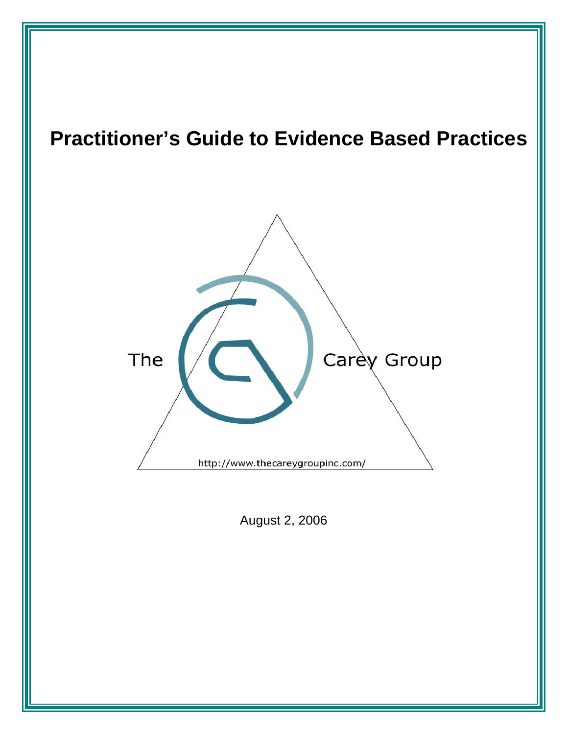# Practitioner's Guide to Evidence Based Practices

The Carey Group

http://www.thecareygroupinc.com/

August 2, 2006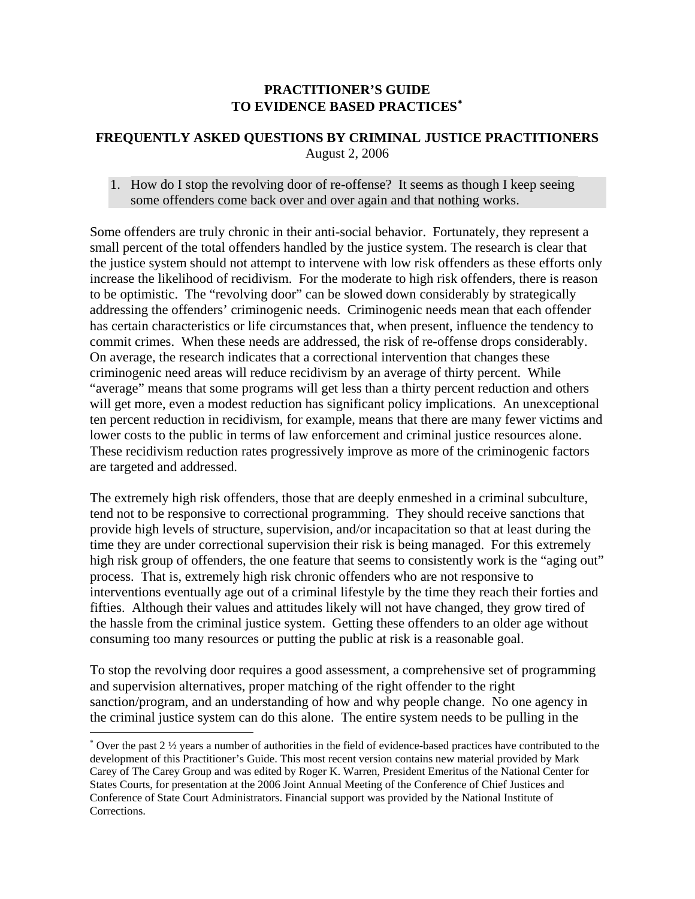# PRACTITIONER'S GUIDE TO EVIDENCE BASED PRACTICES[*]

## FREQUENTLY ASKED QUESTIONS BY CRIMINAL JUSTICE PRACTITIONERS

August 2, 2006

### 1. How do I stop the revolving door of re-offense? It seems as though I keep seeing some offenders come back over and over again and that nothing works.

Some offenders are truly chronic in their anti-social behavior. Fortunately, they represent a small percent of the total offenders handled by the justice system. The research is clear that the justice system should not attempt to intervene with low risk offenders as these efforts only increase the likelihood of recidivism. For the moderate to high risk offenders, there is reason to be optimistic. The "revolving door" can be slowed down considerably by strategically addressing the offenders' criminogenic needs. Criminogenic needs mean that each offender has certain characteristics or life circumstances that, when present, influence the tendency to commit crimes. When these needs are addressed, the risk of re-offense drops considerably. On average, the research indicates that a correctional intervention that changes these criminogenic need areas will reduce recidivism by an average of thirty percent. While "average" means that some programs will get less than a thirty percent reduction and others will get more, even a modest reduction has significant policy implications. An unexceptional ten percent reduction in recidivism, for example, means that there are many fewer victims and lower costs to the public in terms of law enforcement and criminal justice resources alone. These recidivism reduction rates progressively improve as more of the criminogenic factors are targeted and addressed.

The extremely high risk offenders, those that are deeply enmeshed in a criminal subculture, tend not to be responsive to correctional programming. They should receive sanctions that provide high levels of structure, supervision, and/or incapacitation so that at least during the time they are under correctional supervision their risk is being managed. For this extremely high risk group of offenders, the one feature that seems to consistently work is the "aging out" process. That is, extremely high risk chronic offenders who are not responsive to interventions eventually age out of a criminal lifestyle by the time they reach their forties and fifties. Although their values and attitudes likely will not have changed, they grow tired of the hassle from the criminal justice system. Getting these offenders to an older age without consuming too many resources or putting the public at risk is a reasonable goal.

To stop the revolving door requires a good assessment, a comprehensive set of programming and supervision alternatives, proper matching of the right offender to the right sanction/program, and an understanding of how and why people change. No one agency in the criminal justice system can do this alone. The entire system needs to be pulling in the

---

[*] Over the past 2 ½ years a number of authorities in the field of evidence-based practices have contributed to the development of this Practitioner's Guide. This most recent version contains new material provided by Mark Carey of The Carey Group and was edited by Roger K. Warren, President Emeritus of the National Center for States Courts, for presentation at the 2006 Joint Annual Meeting of the Conference of Chief Justices and Conference of State Court Administrators. Financial support was provided by the National Institute of Corrections.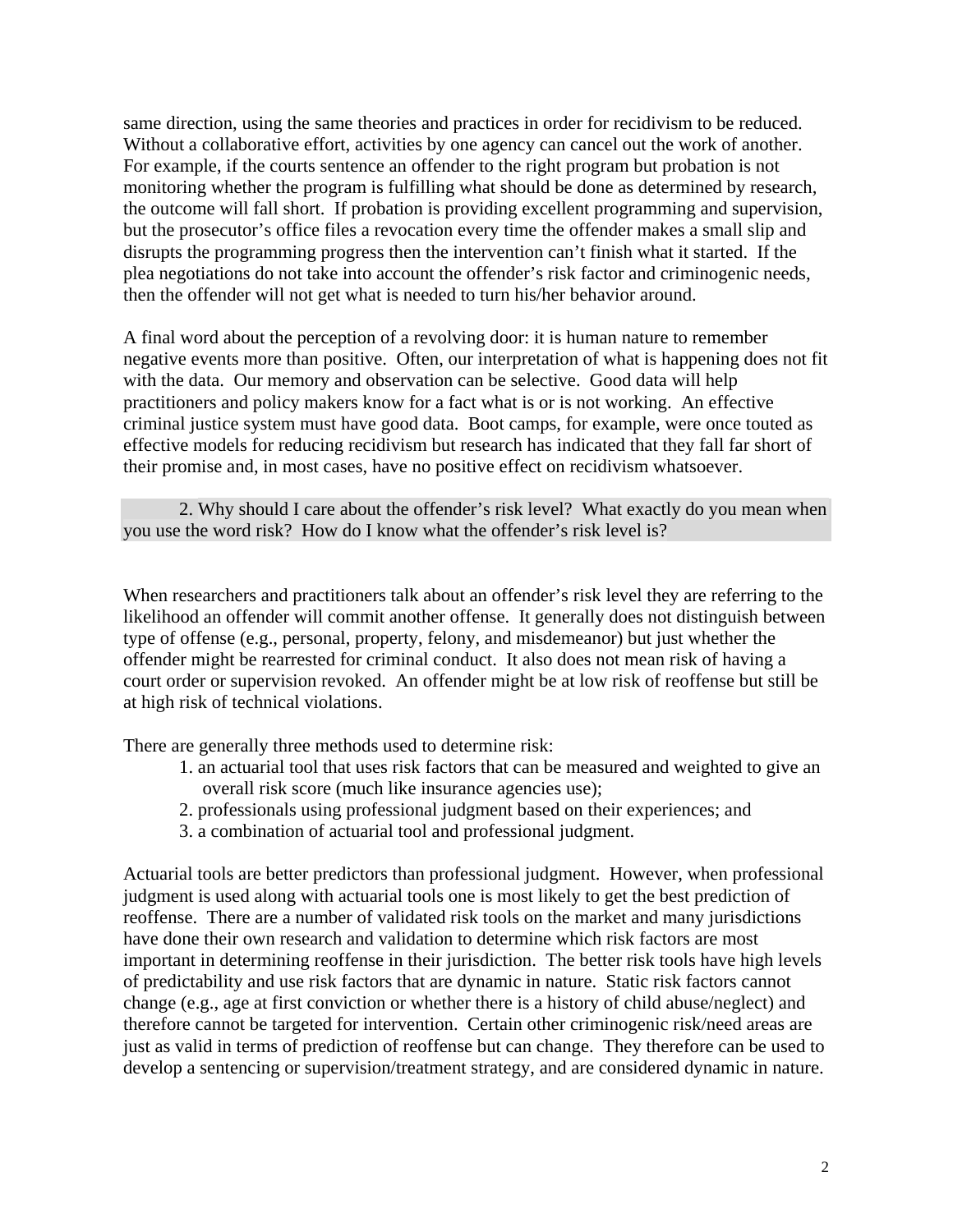same direction, using the same theories and practices in order for recidivism to be reduced. Without a collaborative effort, activities by one agency can cancel out the work of another. For example, if the courts sentence an offender to the right program but probation is not monitoring whether the program is fulfilling what should be done as determined by research, the outcome will fall short. If probation is providing excellent programming and supervision, but the prosecutor's office files a revocation every time the offender makes a small slip and disrupts the programming progress then the intervention can't finish what it started. If the plea negotiations do not take into account the offender's risk factor and criminogenic needs, then the offender will not get what is needed to turn his/her behavior around.

A final word about the perception of a revolving door: it is human nature to remember negative events more than positive. Often, our interpretation of what is happening does not fit with the data. Our memory and observation can be selective. Good data will help practitioners and policy makers know for a fact what is or is not working. An effective criminal justice system must have good data. Boot camps, for example, were once touted as effective models for reducing recidivism but research has indicated that they fall far short of their promise and, in most cases, have no positive effect on recidivism whatsoever.

**2. Why should I care about the offender's risk level? What exactly do you mean when you use the word risk? How do I know what the offender's risk level is?**

When researchers and practitioners talk about an offender's risk level they are referring to the likelihood an offender will commit another offense. It generally does not distinguish between type of offense (e.g., personal, property, felony, and misdemeanor) but just whether the offender might be rearrested for criminal conduct. It also does not mean risk of having a court order or supervision revoked. An offender might be at low risk of reoffense but still be at high risk of technical violations.

There are generally three methods used to determine risk:

1. an actuarial tool that uses risk factors that can be measured and weighted to give an overall risk score (much like insurance agencies use);
2. professionals using professional judgment based on their experiences; and
3. a combination of actuarial tool and professional judgment.

Actuarial tools are better predictors than professional judgment. However, when professional judgment is used along with actuarial tools one is most likely to get the best prediction of reoffense. There are a number of validated risk tools on the market and many jurisdictions have done their own research and validation to determine which risk factors are most important in determining reoffense in their jurisdiction. The better risk tools have high levels of predictability and use risk factors that are dynamic in nature. Static risk factors cannot change (e.g., age at first conviction or whether there is a history of child abuse/neglect) and therefore cannot be targeted for intervention. Certain other criminogenic risk/need areas are just as valid in terms of prediction of reoffense but can change. They therefore can be used to develop a sentencing or supervision/treatment strategy, and are considered dynamic in nature.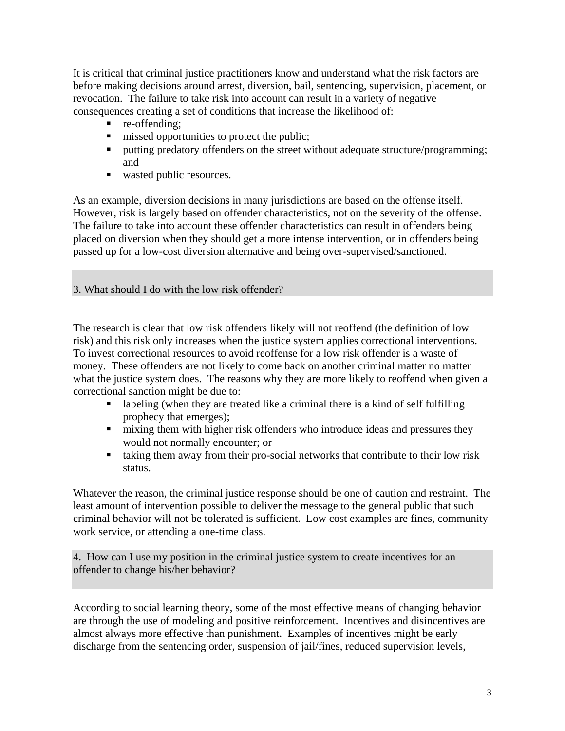It is critical that criminal justice practitioners know and understand what the risk factors are before making decisions around arrest, diversion, bail, sentencing, supervision, placement, or revocation. The failure to take risk into account can result in a variety of negative consequences creating a set of conditions that increase the likelihood of:

- re-offending;
- missed opportunities to protect the public;
- putting predatory offenders on the street without adequate structure/programming; and
- wasted public resources.

As an example, diversion decisions in many jurisdictions are based on the offense itself. However, risk is largely based on offender characteristics, not on the severity of the offense. The failure to take into account these offender characteristics can result in offenders being placed on diversion when they should get a more intense intervention, or in offenders being passed up for a low-cost diversion alternative and being over-supervised/sanctioned.

### 3. What should I do with the low risk offender?

The research is clear that low risk offenders likely will not reoffend (the definition of low risk) and this risk only increases when the justice system applies correctional interventions. To invest correctional resources to avoid reoffense for a low risk offender is a waste of money. These offenders are not likely to come back on another criminal matter no matter what the justice system does. The reasons why they are more likely to reoffend when given a correctional sanction might be due to:

- labeling (when they are treated like a criminal there is a kind of self fulfilling prophecy that emerges);
- mixing them with higher risk offenders who introduce ideas and pressures they would not normally encounter; or
- taking them away from their pro-social networks that contribute to their low risk status.

Whatever the reason, the criminal justice response should be one of caution and restraint. The least amount of intervention possible to deliver the message to the general public that such criminal behavior will not be tolerated is sufficient. Low cost examples are fines, community work service, or attending a one-time class.

### 4. How can I use my position in the criminal justice system to create incentives for an offender to change his/her behavior?

According to social learning theory, some of the most effective means of changing behavior are through the use of modeling and positive reinforcement. Incentives and disincentives are almost always more effective than punishment. Examples of incentives might be early discharge from the sentencing order, suspension of jail/fines, reduced supervision levels,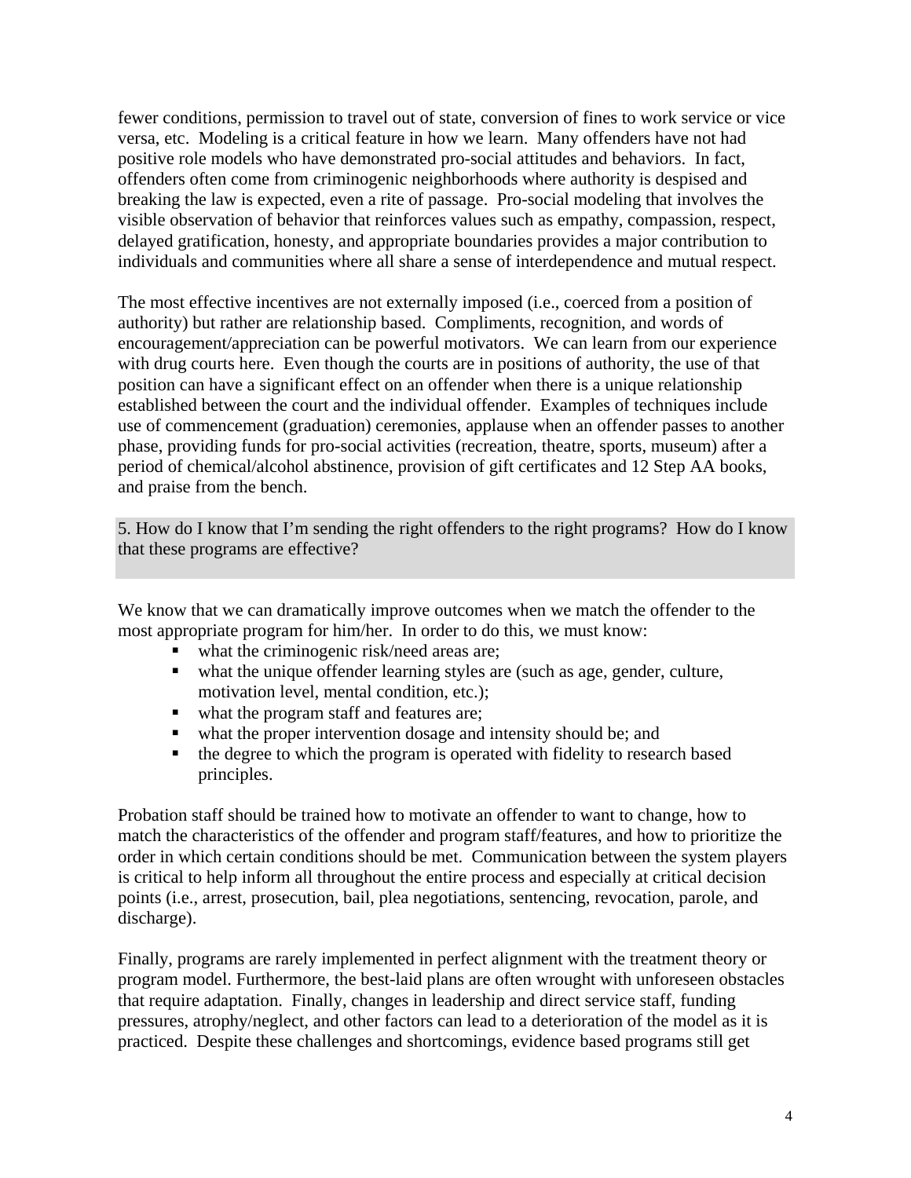fewer conditions, permission to travel out of state, conversion of fines to work service or vice versa, etc. Modeling is a critical feature in how we learn. Many offenders have not had positive role models who have demonstrated pro-social attitudes and behaviors. In fact, offenders often come from criminogenic neighborhoods where authority is despised and breaking the law is expected, even a rite of passage. Pro-social modeling that involves the visible observation of behavior that reinforces values such as empathy, compassion, respect, delayed gratification, honesty, and appropriate boundaries provides a major contribution to individuals and communities where all share a sense of interdependence and mutual respect.

The most effective incentives are not externally imposed (i.e., coerced from a position of authority) but rather are relationship based. Compliments, recognition, and words of encouragement/appreciation can be powerful motivators. We can learn from our experience with drug courts here. Even though the courts are in positions of authority, the use of that position can have a significant effect on an offender when there is a unique relationship established between the court and the individual offender. Examples of techniques include use of commencement (graduation) ceremonies, applause when an offender passes to another phase, providing funds for pro-social activities (recreation, theatre, sports, museum) after a period of chemical/alcohol abstinence, provision of gift certificates and 12 Step AA books, and praise from the bench.

### 5. How do I know that I'm sending the right offenders to the right programs? How do I know that these programs are effective?

We know that we can dramatically improve outcomes when we match the offender to the most appropriate program for him/her. In order to do this, we must know:

- what the criminogenic risk/need areas are;
- what the unique offender learning styles are (such as age, gender, culture, motivation level, mental condition, etc.);
- what the program staff and features are;
- what the proper intervention dosage and intensity should be; and
- the degree to which the program is operated with fidelity to research based principles.

Probation staff should be trained how to motivate an offender to want to change, how to match the characteristics of the offender and program staff/features, and how to prioritize the order in which certain conditions should be met. Communication between the system players is critical to help inform all throughout the entire process and especially at critical decision points (i.e., arrest, prosecution, bail, plea negotiations, sentencing, revocation, parole, and discharge).

Finally, programs are rarely implemented in perfect alignment with the treatment theory or program model. Furthermore, the best-laid plans are often wrought with unforeseen obstacles that require adaptation. Finally, changes in leadership and direct service staff, funding pressures, atrophy/neglect, and other factors can lead to a deterioration of the model as it is practiced. Despite these challenges and shortcomings, evidence based programs still get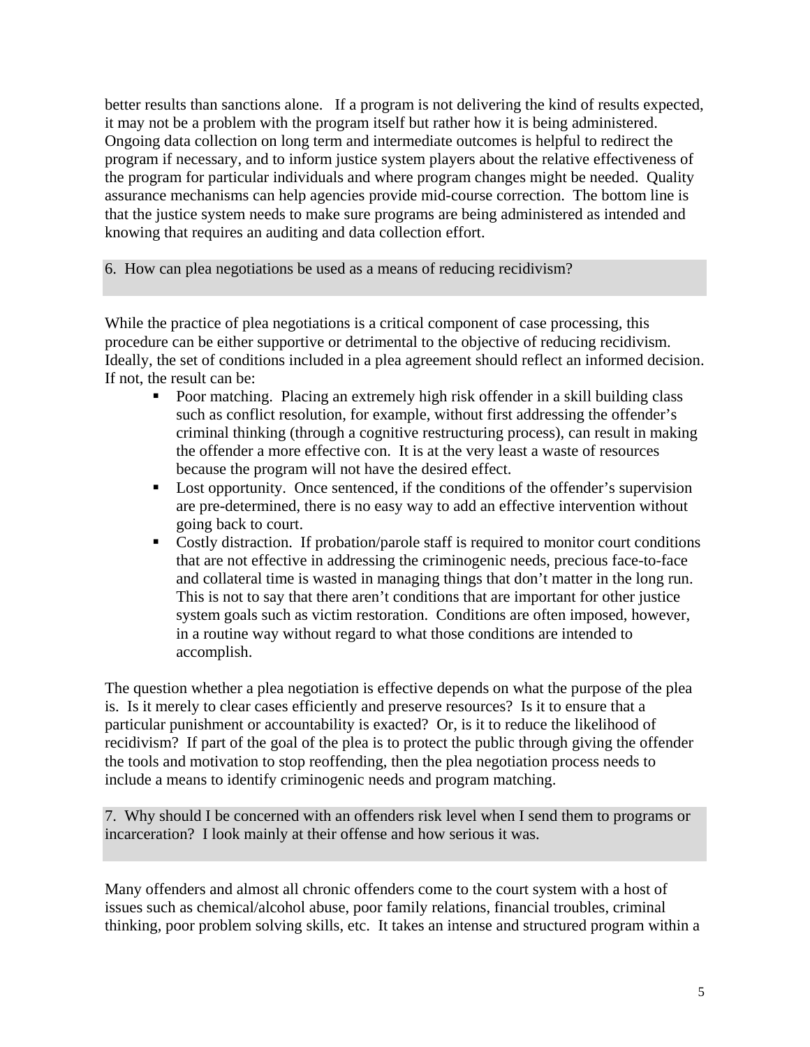better results than sanctions alone. If a program is not delivering the kind of results expected, it may not be a problem with the program itself but rather how it is being administered. Ongoing data collection on long term and intermediate outcomes is helpful to redirect the program if necessary, and to inform justice system players about the relative effectiveness of the program for particular individuals and where program changes might be needed. Quality assurance mechanisms can help agencies provide mid-course correction. The bottom line is that the justice system needs to make sure programs are being administered as intended and knowing that requires an auditing and data collection effort.

### 6. How can plea negotiations be used as a means of reducing recidivism?

While the practice of plea negotiations is a critical component of case processing, this procedure can be either supportive or detrimental to the objective of reducing recidivism. Ideally, the set of conditions included in a plea agreement should reflect an informed decision. If not, the result can be:

- Poor matching. Placing an extremely high risk offender in a skill building class such as conflict resolution, for example, without first addressing the offender's criminal thinking (through a cognitive restructuring process), can result in making the offender a more effective con. It is at the very least a waste of resources because the program will not have the desired effect.
- Lost opportunity. Once sentenced, if the conditions of the offender's supervision are pre-determined, there is no easy way to add an effective intervention without going back to court.
- Costly distraction. If probation/parole staff is required to monitor court conditions that are not effective in addressing the criminogenic needs, precious face-to-face and collateral time is wasted in managing things that don't matter in the long run. This is not to say that there aren't conditions that are important for other justice system goals such as victim restoration. Conditions are often imposed, however, in a routine way without regard to what those conditions are intended to accomplish.

The question whether a plea negotiation is effective depends on what the purpose of the plea is. Is it merely to clear cases efficiently and preserve resources? Is it to ensure that a particular punishment or accountability is exacted? Or, is it to reduce the likelihood of recidivism? If part of the goal of the plea is to protect the public through giving the offender the tools and motivation to stop reoffending, then the plea negotiation process needs to include a means to identify criminogenic needs and program matching.

### 7. Why should I be concerned with an offenders risk level when I send them to programs or incarceration? I look mainly at their offense and how serious it was.

Many offenders and almost all chronic offenders come to the court system with a host of issues such as chemical/alcohol abuse, poor family relations, financial troubles, criminal thinking, poor problem solving skills, etc. It takes an intense and structured program within a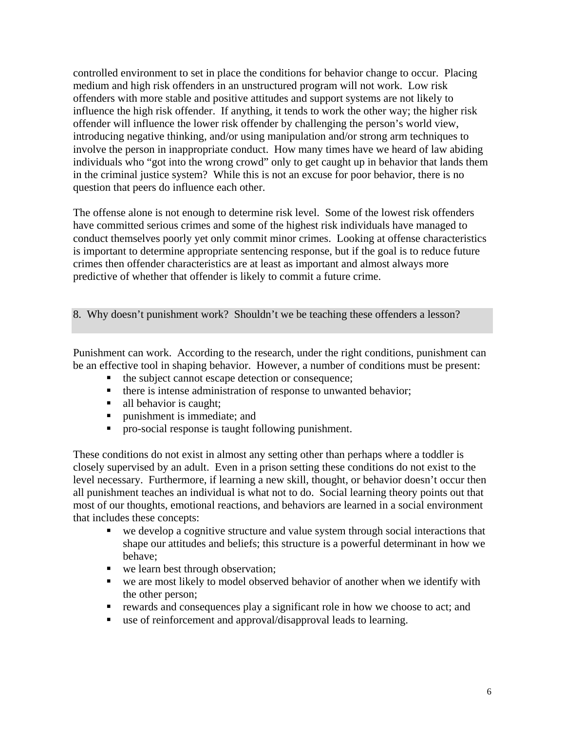controlled environment to set in place the conditions for behavior change to occur. Placing medium and high risk offenders in an unstructured program will not work. Low risk offenders with more stable and positive attitudes and support systems are not likely to influence the high risk offender. If anything, it tends to work the other way; the higher risk offender will influence the lower risk offender by challenging the person's world view, introducing negative thinking, and/or using manipulation and/or strong arm techniques to involve the person in inappropriate conduct. How many times have we heard of law abiding individuals who "got into the wrong crowd" only to get caught up in behavior that lands them in the criminal justice system? While this is not an excuse for poor behavior, there is no question that peers do influence each other.

The offense alone is not enough to determine risk level. Some of the lowest risk offenders have committed serious crimes and some of the highest risk individuals have managed to conduct themselves poorly yet only commit minor crimes. Looking at offense characteristics is important to determine appropriate sentencing response, but if the goal is to reduce future crimes then offender characteristics are at least as important and almost always more predictive of whether that offender is likely to commit a future crime.

### 8. Why doesn't punishment work? Shouldn't we be teaching these offenders a lesson?

Punishment can work. According to the research, under the right conditions, punishment can be an effective tool in shaping behavior. However, a number of conditions must be present:

- the subject cannot escape detection or consequence;
- there is intense administration of response to unwanted behavior;
- all behavior is caught;
- punishment is immediate; and
- pro-social response is taught following punishment.

These conditions do not exist in almost any setting other than perhaps where a toddler is closely supervised by an adult. Even in a prison setting these conditions do not exist to the level necessary. Furthermore, if learning a new skill, thought, or behavior doesn't occur then all punishment teaches an individual is what not to do. Social learning theory points out that most of our thoughts, emotional reactions, and behaviors are learned in a social environment that includes these concepts:

- we develop a cognitive structure and value system through social interactions that shape our attitudes and beliefs; this structure is a powerful determinant in how we behave;
- we learn best through observation;
- we are most likely to model observed behavior of another when we identify with the other person;
- rewards and consequences play a significant role in how we choose to act; and
- use of reinforcement and approval/disapproval leads to learning.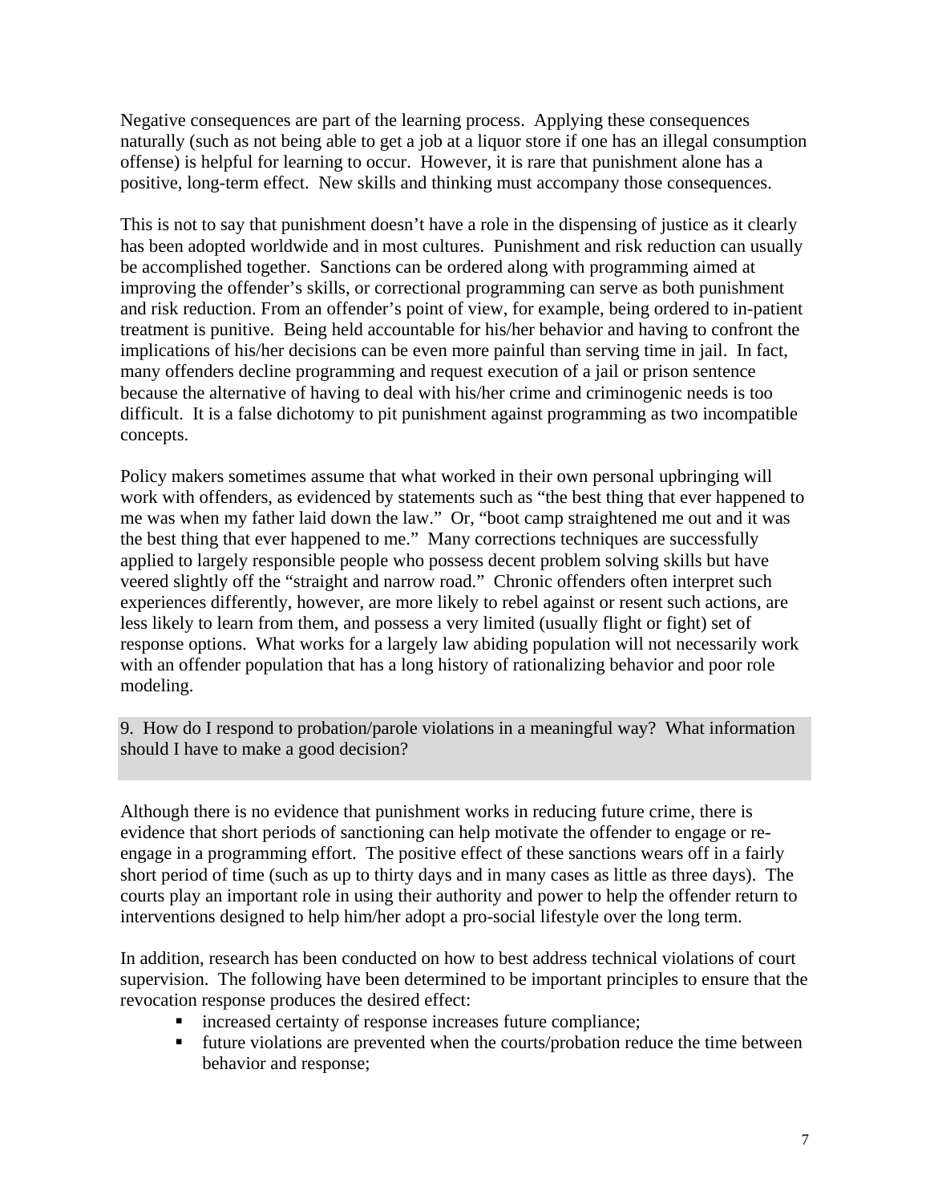Negative consequences are part of the learning process. Applying these consequences naturally (such as not being able to get a job at a liquor store if one has an illegal consumption offense) is helpful for learning to occur. However, it is rare that punishment alone has a positive, long-term effect. New skills and thinking must accompany those consequences.

This is not to say that punishment doesn't have a role in the dispensing of justice as it clearly has been adopted worldwide and in most cultures. Punishment and risk reduction can usually be accomplished together. Sanctions can be ordered along with programming aimed at improving the offender's skills, or correctional programming can serve as both punishment and risk reduction. From an offender's point of view, for example, being ordered to in-patient treatment is punitive. Being held accountable for his/her behavior and having to confront the implications of his/her decisions can be even more painful than serving time in jail. In fact, many offenders decline programming and request execution of a jail or prison sentence because the alternative of having to deal with his/her crime and criminogenic needs is too difficult. It is a false dichotomy to pit punishment against programming as two incompatible concepts.

Policy makers sometimes assume that what worked in their own personal upbringing will work with offenders, as evidenced by statements such as "the best thing that ever happened to me was when my father laid down the law." Or, "boot camp straightened me out and it was the best thing that ever happened to me." Many corrections techniques are successfully applied to largely responsible people who possess decent problem solving skills but have veered slightly off the "straight and narrow road." Chronic offenders often interpret such experiences differently, however, are more likely to rebel against or resent such actions, are less likely to learn from them, and possess a very limited (usually flight or fight) set of response options. What works for a largely law abiding population will not necessarily work with an offender population that has a long history of rationalizing behavior and poor role modeling.

9. How do I respond to probation/parole violations in a meaningful way? What information should I have to make a good decision?

Although there is no evidence that punishment works in reducing future crime, there is evidence that short periods of sanctioning can help motivate the offender to engage or re-engage in a programming effort. The positive effect of these sanctions wears off in a fairly short period of time (such as up to thirty days and in many cases as little as three days). The courts play an important role in using their authority and power to help the offender return to interventions designed to help him/her adopt a pro-social lifestyle over the long term.

In addition, research has been conducted on how to best address technical violations of court supervision. The following have been determined to be important principles to ensure that the revocation response produces the desired effect:

- increased certainty of response increases future compliance;
- future violations are prevented when the courts/probation reduce the time between behavior and response;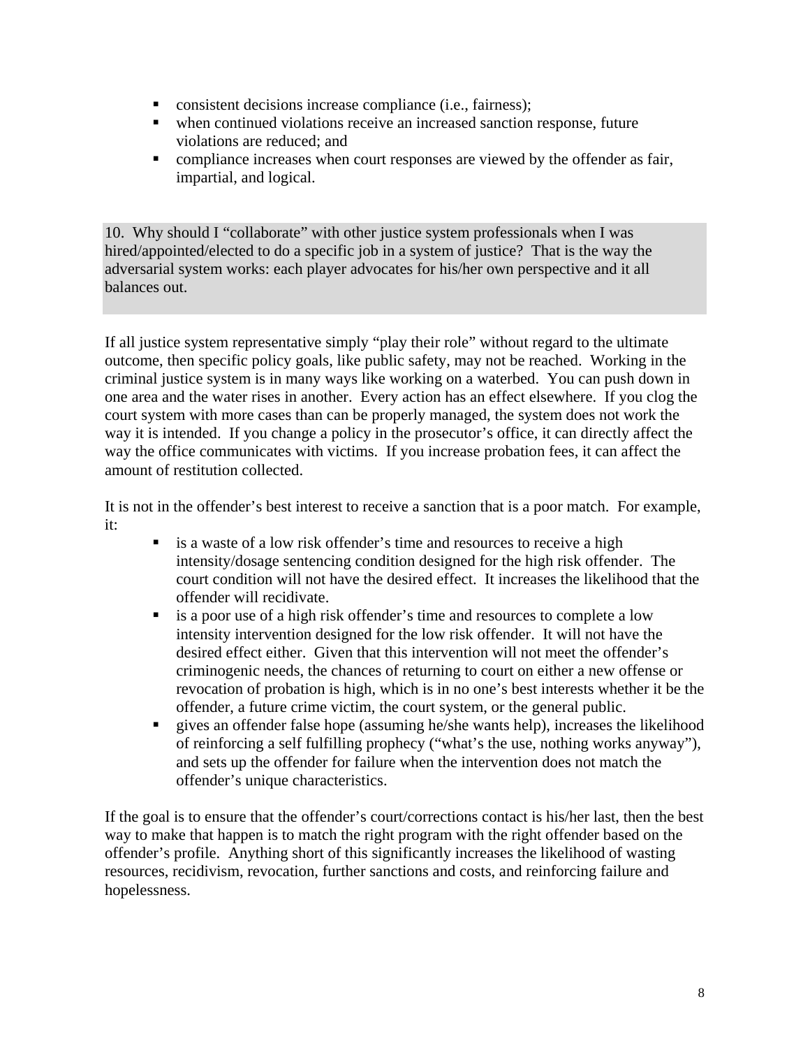- consistent decisions increase compliance (i.e., fairness);
- when continued violations receive an increased sanction response, future violations are reduced; and
- compliance increases when court responses are viewed by the offender as fair, impartial, and logical.

**10. Why should I "collaborate" with other justice system professionals when I was hired/appointed/elected to do a specific job in a system of justice? That is the way the adversarial system works: each player advocates for his/her own perspective and it all balances out.**

If all justice system representative simply "play their role" without regard to the ultimate outcome, then specific policy goals, like public safety, may not be reached. Working in the criminal justice system is in many ways like working on a waterbed. You can push down in one area and the water rises in another. Every action has an effect elsewhere. If you clog the court system with more cases than can be properly managed, the system does not work the way it is intended. If you change a policy in the prosecutor's office, it can directly affect the way the office communicates with victims. If you increase probation fees, it can affect the amount of restitution collected.

It is not in the offender's best interest to receive a sanction that is a poor match. For example, it:

- is a waste of a low risk offender's time and resources to receive a high intensity/dosage sentencing condition designed for the high risk offender. The court condition will not have the desired effect. It increases the likelihood that the offender will recidivate.
- is a poor use of a high risk offender's time and resources to complete a low intensity intervention designed for the low risk offender. It will not have the desired effect either. Given that this intervention will not meet the offender's criminogenic needs, the chances of returning to court on either a new offense or revocation of probation is high, which is in no one's best interests whether it be the offender, a future crime victim, the court system, or the general public.
- gives an offender false hope (assuming he/she wants help), increases the likelihood of reinforcing a self fulfilling prophecy ("what's the use, nothing works anyway"), and sets up the offender for failure when the intervention does not match the offender's unique characteristics.

If the goal is to ensure that the offender's court/corrections contact is his/her last, then the best way to make that happen is to match the right program with the right offender based on the offender's profile. Anything short of this significantly increases the likelihood of wasting resources, recidivism, revocation, further sanctions and costs, and reinforcing failure and hopelessness.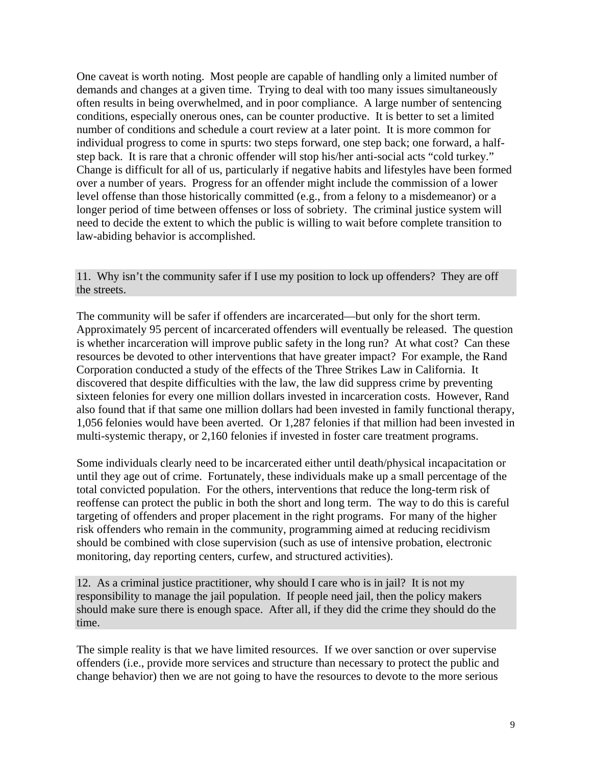One caveat is worth noting. Most people are capable of handling only a limited number of demands and changes at a given time. Trying to deal with too many issues simultaneously often results in being overwhelmed, and in poor compliance. A large number of sentencing conditions, especially onerous ones, can be counter productive. It is better to set a limited number of conditions and schedule a court review at a later point. It is more common for individual progress to come in spurts: two steps forward, one step back; one forward, a half-step back. It is rare that a chronic offender will stop his/her anti-social acts "cold turkey." Change is difficult for all of us, particularly if negative habits and lifestyles have been formed over a number of years. Progress for an offender might include the commission of a lower level offense than those historically committed (e.g., from a felony to a misdemeanor) or a longer period of time between offenses or loss of sobriety. The criminal justice system will need to decide the extent to which the public is willing to wait before complete transition to law-abiding behavior is accomplished.

### 11. Why isn't the community safer if I use my position to lock up offenders? They are off the streets.

The community will be safer if offenders are incarcerated—but only for the short term. Approximately 95 percent of incarcerated offenders will eventually be released. The question is whether incarceration will improve public safety in the long run? At what cost? Can these resources be devoted to other interventions that have greater impact? For example, the Rand Corporation conducted a study of the effects of the Three Strikes Law in California. It discovered that despite difficulties with the law, the law did suppress crime by preventing sixteen felonies for every one million dollars invested in incarceration costs. However, Rand also found that if that same one million dollars had been invested in family functional therapy, 1,056 felonies would have been averted. Or 1,287 felonies if that million had been invested in multi-systemic therapy, or 2,160 felonies if invested in foster care treatment programs.

Some individuals clearly need to be incarcerated either until death/physical incapacitation or until they age out of crime. Fortunately, these individuals make up a small percentage of the total convicted population. For the others, interventions that reduce the long-term risk of reoffense can protect the public in both the short and long term. The way to do this is careful targeting of offenders and proper placement in the right programs. For many of the higher risk offenders who remain in the community, programming aimed at reducing recidivism should be combined with close supervision (such as use of intensive probation, electronic monitoring, day reporting centers, curfew, and structured activities).

### 12. As a criminal justice practitioner, why should I care who is in jail? It is not my responsibility to manage the jail population. If people need jail, then the policy makers should make sure there is enough space. After all, if they did the crime they should do the time.

The simple reality is that we have limited resources. If we over sanction or over supervise offenders (i.e., provide more services and structure than necessary to protect the public and change behavior) then we are not going to have the resources to devote to the more serious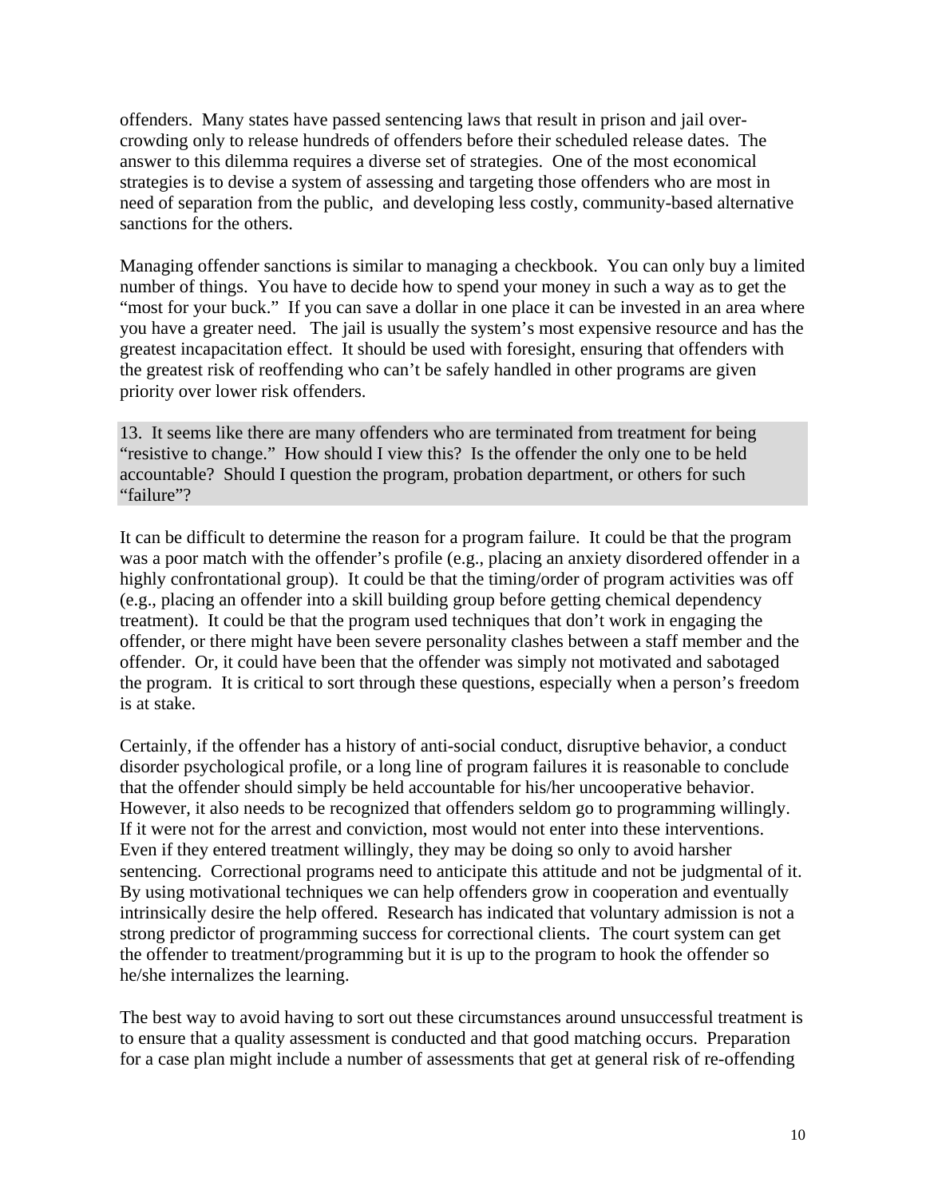offenders. Many states have passed sentencing laws that result in prison and jail over-crowding only to release hundreds of offenders before their scheduled release dates. The answer to this dilemma requires a diverse set of strategies. One of the most economical strategies is to devise a system of assessing and targeting those offenders who are most in need of separation from the public, and developing less costly, community-based alternative sanctions for the others.

Managing offender sanctions is similar to managing a checkbook. You can only buy a limited number of things. You have to decide how to spend your money in such a way as to get the "most for your buck." If you can save a dollar in one place it can be invested in an area where you have a greater need. The jail is usually the system's most expensive resource and has the greatest incapacitation effect. It should be used with foresight, ensuring that offenders with the greatest risk of reoffending who can't be safely handled in other programs are given priority over lower risk offenders.

13. It seems like there are many offenders who are terminated from treatment for being "resistive to change." How should I view this? Is the offender the only one to be held accountable? Should I question the program, probation department, or others for such "failure"?

It can be difficult to determine the reason for a program failure. It could be that the program was a poor match with the offender's profile (e.g., placing an anxiety disordered offender in a highly confrontational group). It could be that the timing/order of program activities was off (e.g., placing an offender into a skill building group before getting chemical dependency treatment). It could be that the program used techniques that don't work in engaging the offender, or there might have been severe personality clashes between a staff member and the offender. Or, it could have been that the offender was simply not motivated and sabotaged the program. It is critical to sort through these questions, especially when a person's freedom is at stake.

Certainly, if the offender has a history of anti-social conduct, disruptive behavior, a conduct disorder psychological profile, or a long line of program failures it is reasonable to conclude that the offender should simply be held accountable for his/her uncooperative behavior. However, it also needs to be recognized that offenders seldom go to programming willingly. If it were not for the arrest and conviction, most would not enter into these interventions. Even if they entered treatment willingly, they may be doing so only to avoid harsher sentencing. Correctional programs need to anticipate this attitude and not be judgmental of it. By using motivational techniques we can help offenders grow in cooperation and eventually intrinsically desire the help offered. Research has indicated that voluntary admission is not a strong predictor of programming success for correctional clients. The court system can get the offender to treatment/programming but it is up to the program to hook the offender so he/she internalizes the learning.

The best way to avoid having to sort out these circumstances around unsuccessful treatment is to ensure that a quality assessment is conducted and that good matching occurs. Preparation for a case plan might include a number of assessments that get at general risk of re-offending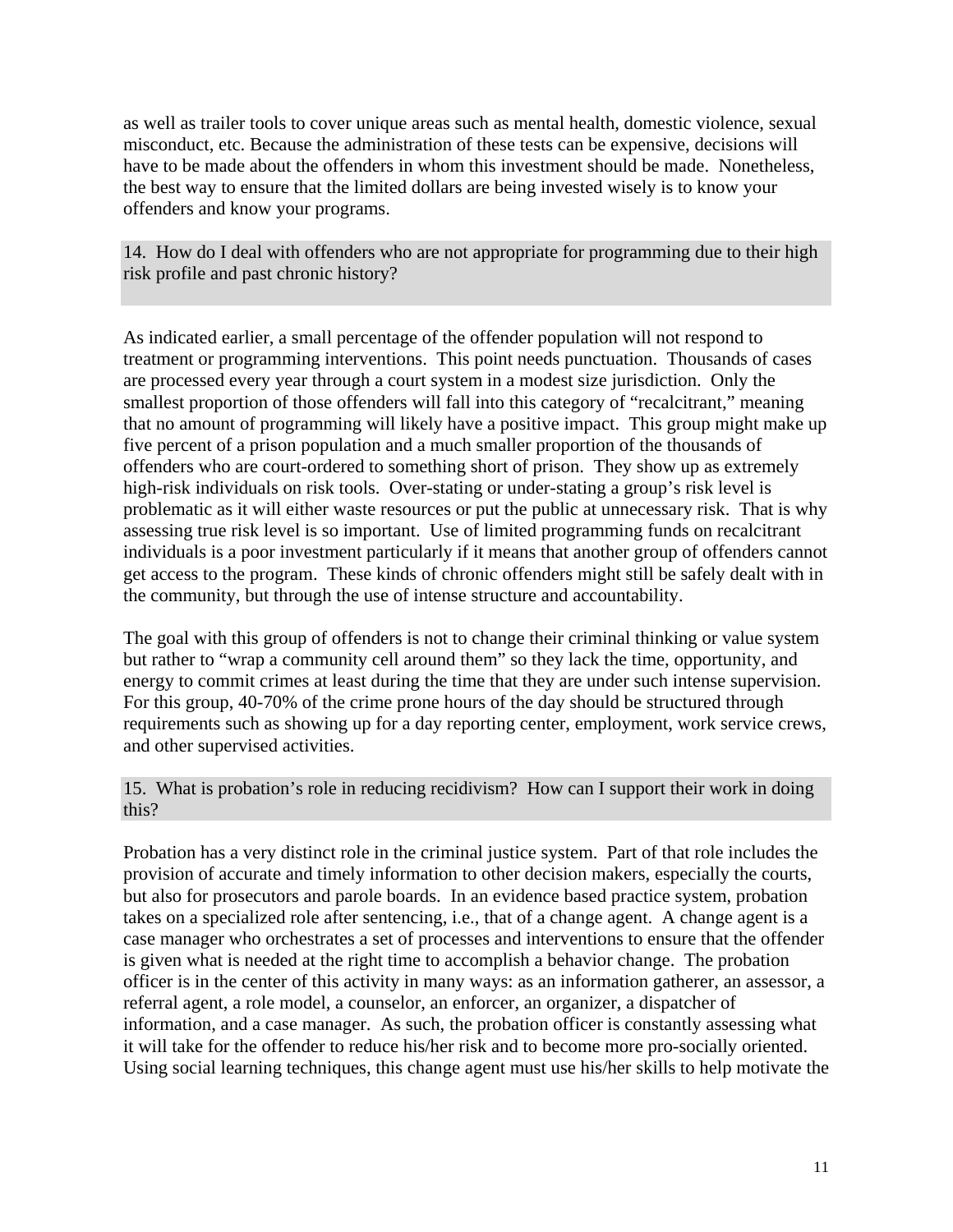as well as trailer tools to cover unique areas such as mental health, domestic violence, sexual misconduct, etc. Because the administration of these tests can be expensive, decisions will have to be made about the offenders in whom this investment should be made. Nonetheless, the best way to ensure that the limited dollars are being invested wisely is to know your offenders and know your programs.

### 14. How do I deal with offenders who are not appropriate for programming due to their high risk profile and past chronic history?

As indicated earlier, a small percentage of the offender population will not respond to treatment or programming interventions. This point needs punctuation. Thousands of cases are processed every year through a court system in a modest size jurisdiction. Only the smallest proportion of those offenders will fall into this category of "recalcitrant," meaning that no amount of programming will likely have a positive impact. This group might make up five percent of a prison population and a much smaller proportion of the thousands of offenders who are court-ordered to something short of prison. They show up as extremely high-risk individuals on risk tools. Over-stating or under-stating a group's risk level is problematic as it will either waste resources or put the public at unnecessary risk. That is why assessing true risk level is so important. Use of limited programming funds on recalcitrant individuals is a poor investment particularly if it means that another group of offenders cannot get access to the program. These kinds of chronic offenders might still be safely dealt with in the community, but through the use of intense structure and accountability.

The goal with this group of offenders is not to change their criminal thinking or value system but rather to "wrap a community cell around them" so they lack the time, opportunity, and energy to commit crimes at least during the time that they are under such intense supervision. For this group, 40-70% of the crime prone hours of the day should be structured through requirements such as showing up for a day reporting center, employment, work service crews, and other supervised activities.

### 15. What is probation's role in reducing recidivism? How can I support their work in doing this?

Probation has a very distinct role in the criminal justice system. Part of that role includes the provision of accurate and timely information to other decision makers, especially the courts, but also for prosecutors and parole boards. In an evidence based practice system, probation takes on a specialized role after sentencing, i.e., that of a change agent. A change agent is a case manager who orchestrates a set of processes and interventions to ensure that the offender is given what is needed at the right time to accomplish a behavior change. The probation officer is in the center of this activity in many ways: as an information gatherer, an assessor, a referral agent, a role model, a counselor, an enforcer, an organizer, a dispatcher of information, and a case manager. As such, the probation officer is constantly assessing what it will take for the offender to reduce his/her risk and to become more pro-socially oriented. Using social learning techniques, this change agent must use his/her skills to help motivate the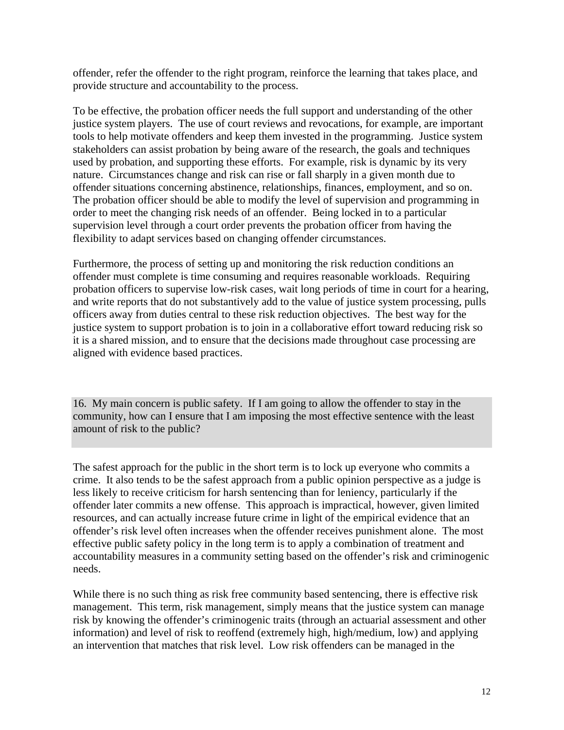offender, refer the offender to the right program, reinforce the learning that takes place, and provide structure and accountability to the process.

To be effective, the probation officer needs the full support and understanding of the other justice system players. The use of court reviews and revocations, for example, are important tools to help motivate offenders and keep them invested in the programming. Justice system stakeholders can assist probation by being aware of the research, the goals and techniques used by probation, and supporting these efforts. For example, risk is dynamic by its very nature. Circumstances change and risk can rise or fall sharply in a given month due to offender situations concerning abstinence, relationships, finances, employment, and so on. The probation officer should be able to modify the level of supervision and programming in order to meet the changing risk needs of an offender. Being locked in to a particular supervision level through a court order prevents the probation officer from having the flexibility to adapt services based on changing offender circumstances.

Furthermore, the process of setting up and monitoring the risk reduction conditions an offender must complete is time consuming and requires reasonable workloads. Requiring probation officers to supervise low-risk cases, wait long periods of time in court for a hearing, and write reports that do not substantively add to the value of justice system processing, pulls officers away from duties central to these risk reduction objectives. The best way for the justice system to support probation is to join in a collaborative effort toward reducing risk so it is a shared mission, and to ensure that the decisions made throughout case processing are aligned with evidence based practices.

16. My main concern is public safety. If I am going to allow the offender to stay in the community, how can I ensure that I am imposing the most effective sentence with the least amount of risk to the public?

The safest approach for the public in the short term is to lock up everyone who commits a crime. It also tends to be the safest approach from a public opinion perspective as a judge is less likely to receive criticism for harsh sentencing than for leniency, particularly if the offender later commits a new offense. This approach is impractical, however, given limited resources, and can actually increase future crime in light of the empirical evidence that an offender's risk level often increases when the offender receives punishment alone. The most effective public safety policy in the long term is to apply a combination of treatment and accountability measures in a community setting based on the offender's risk and criminogenic needs.

While there is no such thing as risk free community based sentencing, there is effective risk management. This term, risk management, simply means that the justice system can manage risk by knowing the offender's criminogenic traits (through an actuarial assessment and other information) and level of risk to reoffend (extremely high, high/medium, low) and applying an intervention that matches that risk level. Low risk offenders can be managed in the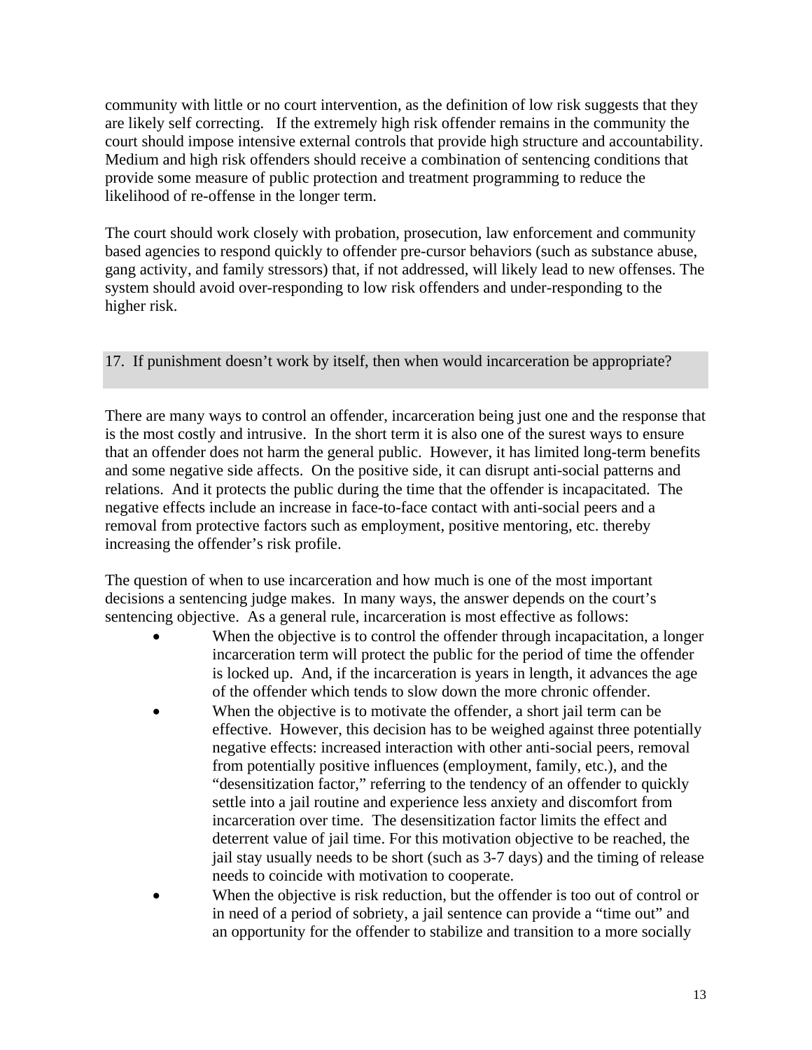community with little or no court intervention, as the definition of low risk suggests that they are likely self correcting. If the extremely high risk offender remains in the community the court should impose intensive external controls that provide high structure and accountability. Medium and high risk offenders should receive a combination of sentencing conditions that provide some measure of public protection and treatment programming to reduce the likelihood of re-offense in the longer term.

The court should work closely with probation, prosecution, law enforcement and community based agencies to respond quickly to offender pre-cursor behaviors (such as substance abuse, gang activity, and family stressors) that, if not addressed, will likely lead to new offenses. The system should avoid over-responding to low risk offenders and under-responding to the higher risk.

## 17. If punishment doesn't work by itself, then when would incarceration be appropriate?

There are many ways to control an offender, incarceration being just one and the response that is the most costly and intrusive. In the short term it is also one of the surest ways to ensure that an offender does not harm the general public. However, it has limited long-term benefits and some negative side affects. On the positive side, it can disrupt anti-social patterns and relations. And it protects the public during the time that the offender is incapacitated. The negative effects include an increase in face-to-face contact with anti-social peers and a removal from protective factors such as employment, positive mentoring, etc. thereby increasing the offender's risk profile.

The question of when to use incarceration and how much is one of the most important decisions a sentencing judge makes. In many ways, the answer depends on the court's sentencing objective. As a general rule, incarceration is most effective as follows:

- When the objective is to control the offender through incapacitation, a longer incarceration term will protect the public for the period of time the offender is locked up. And, if the incarceration is years in length, it advances the age of the offender which tends to slow down the more chronic offender.
- When the objective is to motivate the offender, a short jail term can be effective. However, this decision has to be weighed against three potentially negative effects: increased interaction with other anti-social peers, removal from potentially positive influences (employment, family, etc.), and the "desensitization factor," referring to the tendency of an offender to quickly settle into a jail routine and experience less anxiety and discomfort from incarceration over time. The desensitization factor limits the effect and deterrent value of jail time. For this motivation objective to be reached, the jail stay usually needs to be short (such as 3-7 days) and the timing of release needs to coincide with motivation to cooperate.
- When the objective is risk reduction, but the offender is too out of control or in need of a period of sobriety, a jail sentence can provide a "time out" and an opportunity for the offender to stabilize and transition to a more socially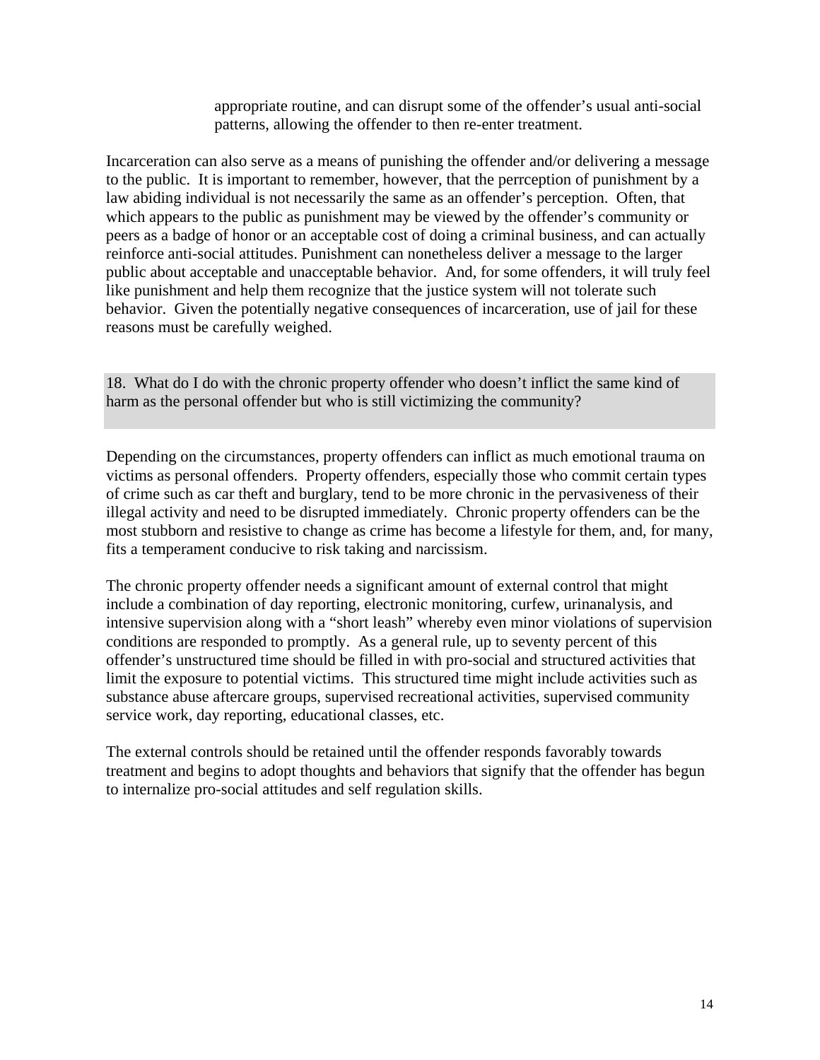appropriate routine, and can disrupt some of the offender's usual anti-social patterns, allowing the offender to then re-enter treatment.

Incarceration can also serve as a means of punishing the offender and/or delivering a message to the public. It is important to remember, however, that the perrception of punishment by a law abiding individual is not necessarily the same as an offender's perception. Often, that which appears to the public as punishment may be viewed by the offender's community or peers as a badge of honor or an acceptable cost of doing a criminal business, and can actually reinforce anti-social attitudes. Punishment can nonetheless deliver a message to the larger public about acceptable and unacceptable behavior. And, for some offenders, it will truly feel like punishment and help them recognize that the justice system will not tolerate such behavior. Given the potentially negative consequences of incarceration, use of jail for these reasons must be carefully weighed.

### 18. What do I do with the chronic property offender who doesn't inflict the same kind of harm as the personal offender but who is still victimizing the community?

Depending on the circumstances, property offenders can inflict as much emotional trauma on victims as personal offenders. Property offenders, especially those who commit certain types of crime such as car theft and burglary, tend to be more chronic in the pervasiveness of their illegal activity and need to be disrupted immediately. Chronic property offenders can be the most stubborn and resistive to change as crime has become a lifestyle for them, and, for many, fits a temperament conducive to risk taking and narcissism.

The chronic property offender needs a significant amount of external control that might include a combination of day reporting, electronic monitoring, curfew, urinanalysis, and intensive supervision along with a "short leash" whereby even minor violations of supervision conditions are responded to promptly. As a general rule, up to seventy percent of this offender's unstructured time should be filled in with pro-social and structured activities that limit the exposure to potential victims. This structured time might include activities such as substance abuse aftercare groups, supervised recreational activities, supervised community service work, day reporting, educational classes, etc.

The external controls should be retained until the offender responds favorably towards treatment and begins to adopt thoughts and behaviors that signify that the offender has begun to internalize pro-social attitudes and self regulation skills.